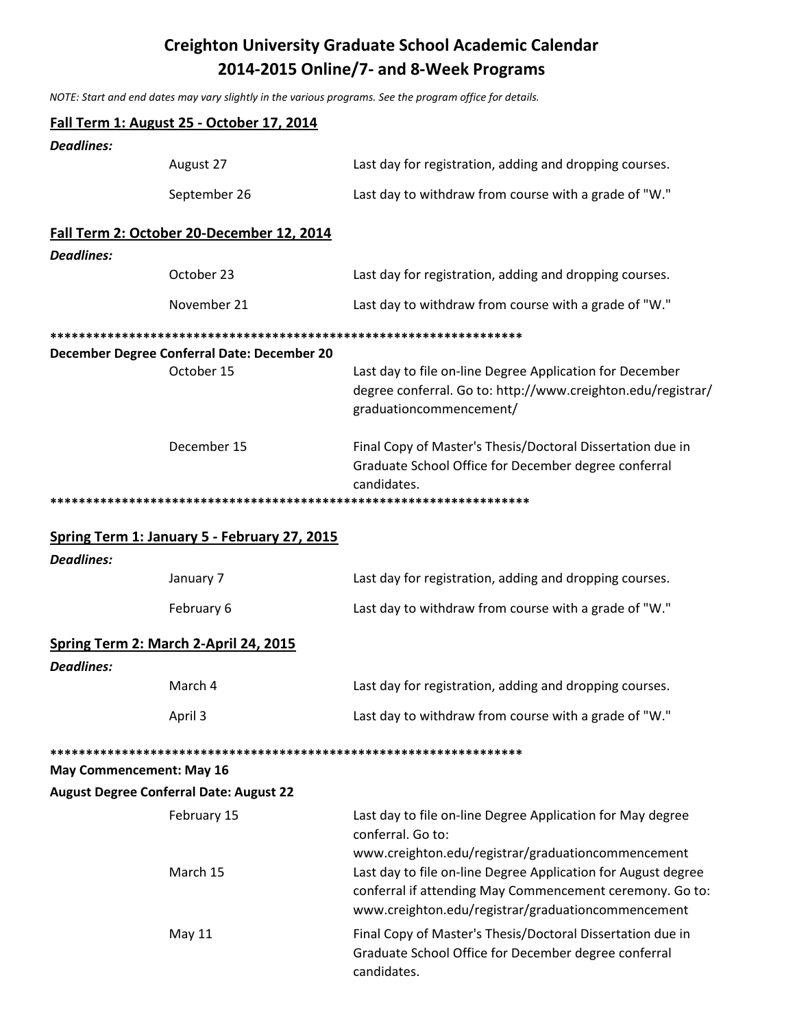# Creighton University Graduate School Academic Calendar
## 2014-2015 Online/7- and 8-Week Programs

*NOTE: Start and end dates may vary slightly in the various programs. See the program office for details.*

### Fall Term 1: August 25 - October 17, 2014

***Deadlines:***

| | |
|---|---|
| August 27 | Last day for registration, adding and dropping courses. |
| September 26 | Last day to withdraw from course with a grade of "W." |

### Fall Term 2: October 20-December 12, 2014

***Deadlines:***

| | |
|---|---|
| October 23 | Last day for registration, adding and dropping courses. |
| November 21 | Last day to withdraw from course with a grade of "W." |

*******************************************************************

**December Degree Conferral Date: December 20**

| | |
|---|---|
| October 15 | Last day to file on-line Degree Application for December degree conferral. Go to: http://www.creighton.edu/registrar/graduationcommencement/ |
| December 15 | Final Copy of Master's Thesis/Doctoral Dissertation due in Graduate School Office for December degree conferral candidates. |

*******************************************************************

### Spring Term 1: January 5 - February 27, 2015

***Deadlines:***

| | |
|---|---|
| January 7 | Last day for registration, adding and dropping courses. |
| February 6 | Last day to withdraw from course with a grade of "W." |

### Spring Term 2: March 2-April 24, 2015

***Deadlines:***

| | |
|---|---|
| March 4 | Last day for registration, adding and dropping courses. |
| April 3 | Last day to withdraw from course with a grade of "W." |

*******************************************************************

**May Commencement: May 16**

**August Degree Conferral Date: August 22**

| | |
|---|---|
| February 15 | Last day to file on-line Degree Application for May degree conferral. Go to: www.creighton.edu/registrar/graduationcommencement |
| March 15 | Last day to file on-line Degree Application for August degree conferral if attending May Commencement ceremony. Go to: www.creighton.edu/registrar/graduationcommencement |
| May 11 | Final Copy of Master's Thesis/Doctoral Dissertation due in Graduate School Office for December degree conferral candidates. |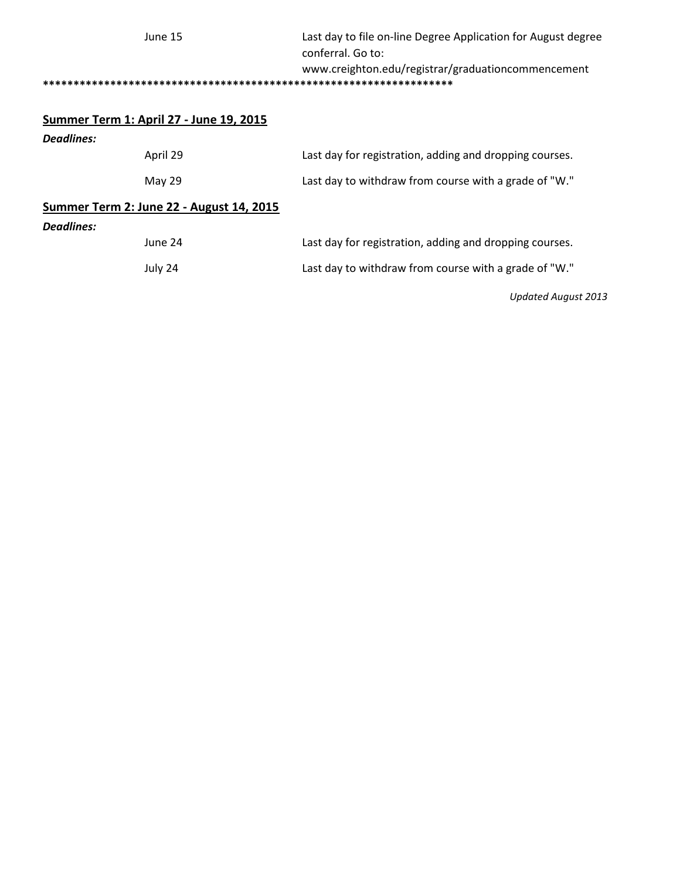| | |
|---|---|
| June 15 | Last day to file on-line Degree Application for August degree conferral. Go to: www.creighton.edu/registrar/graduationcommencement |

*******************************************************************

**Summer Term 1: April 27 - June 19, 2015**

***Deadlines:***

| | |
|---|---|
| April 29 | Last day for registration, adding and dropping courses. |
| May 29 | Last day to withdraw from course with a grade of "W." |

**Summer Term 2: June 22 - August 14, 2015**

***Deadlines:***

| | |
|---|---|
| June 24 | Last day for registration, adding and dropping courses. |
| July 24 | Last day to withdraw from course with a grade of "W." |

*Updated August 2013*